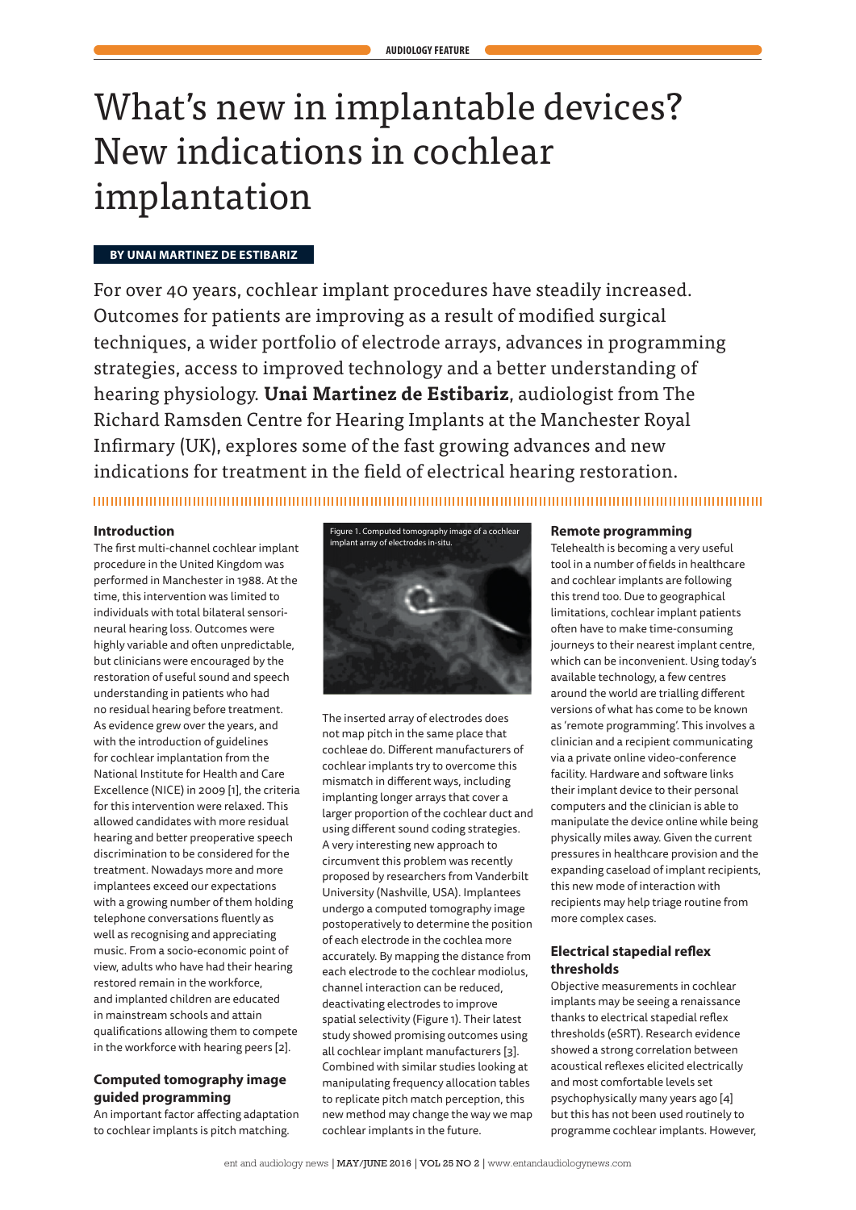# What's new in implantable devices? New indications in cochlear implantation

**BY UNAI MARTINEZ DE ESTIBARIZ**

For over 40 years, cochlear implant procedures have steadily increased. Outcomes for patients are improving as a result of modified surgical techniques, a wider portfolio of electrode arrays, advances in programming strategies, access to improved technology and a better understanding of hearing physiology. **Unai Martinez de Estibariz**, audiologist from The Richard Ramsden Centre for Hearing Implants at the Manchester Royal Infirmary (UK), explores some of the fast growing advances and new indications for treatment in the field of electrical hearing restoration.

## Introduction

The first multi-channel cochlear implant procedure in the United Kingdom was performed in Manchester in 1988. At the time, this intervention was limited to individuals with total bilateral sensori-neural hearing loss. Outcomes were highly variable and often unpredictable, but clinicians were encouraged by the restoration of useful sound and speech understanding in patients who had no residual hearing before treatment. As evidence grew over the years, and with the introduction of guidelines for cochlear implantation from the National Institute for Health and Care Excellence (NICE) in 2009 [1], the criteria for this intervention were relaxed. This allowed candidates with more residual hearing and better preoperative speech discrimination to be considered for the treatment. Nowadays more and more implantees exceed our expectations with a growing number of them holding telephone conversations fluently as well as recognising and appreciating music. From a socio-economic point of view, adults who have had their hearing restored remain in the workforce, and implanted children are educated in mainstream schools and attain qualifications allowing them to compete in the workforce with hearing peers [2].

## Computed tomography image guided programming

An important factor affecting adaptation to cochlear implants is pitch matching.

Figure 1. Computed tomography image of a cochlear implant array of electrodes in-situ.

The inserted array of electrodes does not map pitch in the same place that cochleae do. Different manufacturers of cochlear implants try to overcome this mismatch in different ways, including implanting longer arrays that cover a larger proportion of the cochlear duct and using different sound coding strategies. A very interesting new approach to circumvent this problem was recently proposed by researchers from Vanderbilt University (Nashville, USA). Implantees undergo a computed tomography image postoperatively to determine the position of each electrode in the cochlea more accurately. By mapping the distance from each electrode to the cochlear modiolus, channel interaction can be reduced, deactivating electrodes to improve spatial selectivity (Figure 1). Their latest study showed promising outcomes using all cochlear implant manufacturers [3]. Combined with similar studies looking at manipulating frequency allocation tables to replicate pitch match perception, this new method may change the way we map cochlear implants in the future.

## Remote programming

Telehealth is becoming a very useful tool in a number of fields in healthcare and cochlear implants are following this trend too. Due to geographical limitations, cochlear implant patients often have to make time-consuming journeys to their nearest implant centre, which can be inconvenient. Using today's available technology, a few centres around the world are trialling different versions of what has come to be known as 'remote programming'. This involves a clinician and a recipient communicating via a private online video-conference facility. Hardware and software links their implant device to their personal computers and the clinician is able to manipulate the device online while being physically miles away. Given the current pressures in healthcare provision and the expanding caseload of implant recipients, this new mode of interaction with recipients may help triage routine from more complex cases.

## Electrical stapedial reflex thresholds

Objective measurements in cochlear implants may be seeing a renaissance thanks to electrical stapedial reflex thresholds (eSRT). Research evidence showed a strong correlation between acoustical reflexes elicited electrically and most comfortable levels set psychophysically many years ago [4] but this has not been used routinely to programme cochlear implants. However,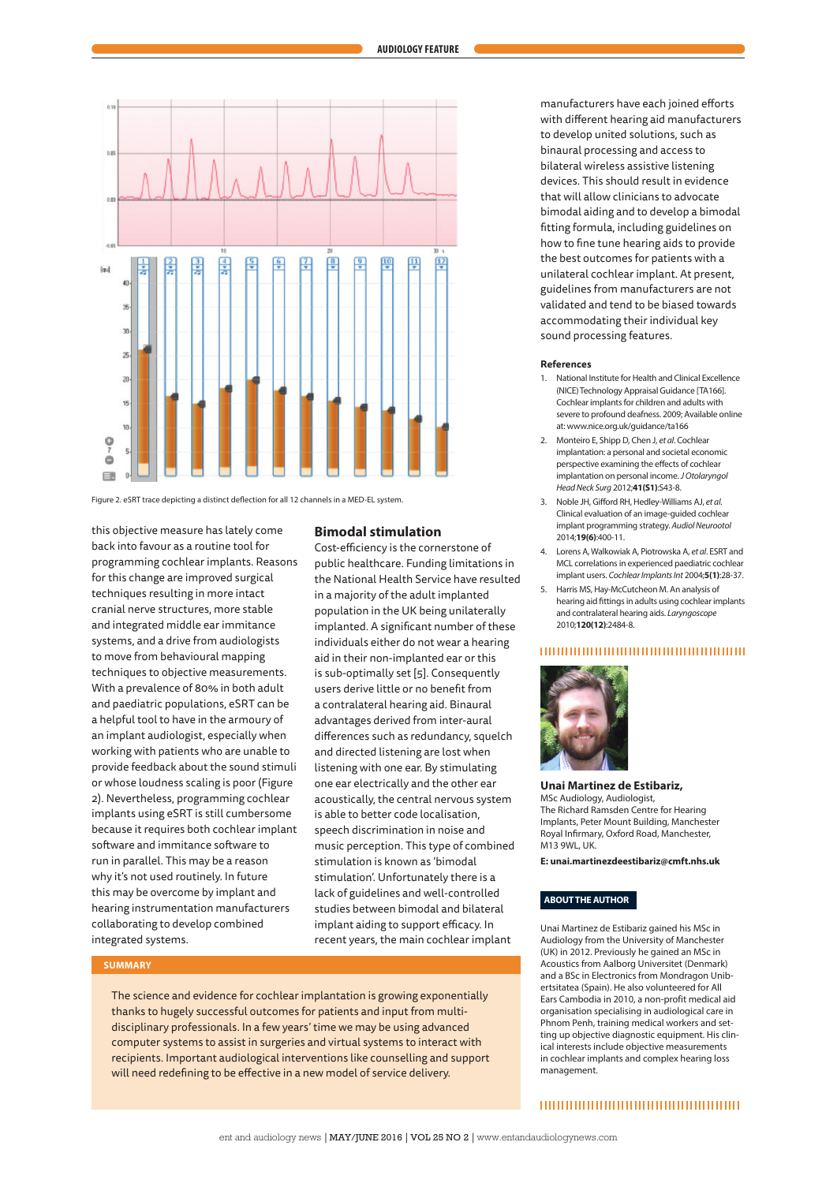0.10

0.05

0.00

-0.05

10

20

30

[cu]

1 2 3 4 5 6 7 8 9 10 11 12

40

35

30

25

20

15

10

5

0

Figure 2. eSRT trace depicting a distinct deflection for all 12 channels in a MED-EL system.

this objective measure has lately come back into favour as a routine tool for programming cochlear implants. Reasons for this change are improved surgical techniques resulting in more intact cranial nerve structures, more stable and integrated middle ear immitance systems, and a drive from audiologists to move from behavioural mapping techniques to objective measurements. With a prevalence of 80% in both adult and paediatric populations, eSRT can be a helpful tool to have in the armoury of an implant audiologist, especially when working with patients who are unable to provide feedback about the sound stimuli or whose loudness scaling is poor (Figure 2). Nevertheless, programming cochlear implants using eSRT is still cumbersome because it requires both cochlear implant software and immitance software to run in parallel. This may be a reason why it's not used routinely. In future this may be overcome by implant and hearing instrumentation manufacturers collaborating to develop combined integrated systems.

## Bimodal stimulation

Cost-efficiency is the cornerstone of public healthcare. Funding limitations in the National Health Service have resulted in a majority of the adult implanted population in the UK being unilaterally implanted. A significant number of these individuals either do not wear a hearing aid in their non-implanted ear or this is sub-optimally set [5]. Consequently users derive little or no benefit from a contralateral hearing aid. Binaural advantages derived from inter-aural differences such as redundancy, squelch and directed listening are lost when listening with one ear. By stimulating one ear electrically and the other ear acoustically, the central nervous system is able to better code localisation, speech discrimination in noise and music perception. This type of combined stimulation is known as 'bimodal stimulation'. Unfortunately there is a lack of guidelines and well-controlled studies between bimodal and bilateral implant aiding to support efficacy. In recent years, the main cochlear implant manufacturers have each joined efforts with different hearing aid manufacturers to develop united solutions, such as binaural processing and access to bilateral wireless assistive listening devices. This should result in evidence that will allow clinicians to advocate bimodal aiding and to develop a bimodal fitting formula, including guidelines on how to fine tune hearing aids to provide the best outcomes for patients with a unilateral cochlear implant. At present, guidelines from manufacturers are not validated and tend to be biased towards accommodating their individual key sound processing features.

### SUMMARY

The science and evidence for cochlear implantation is growing exponentially thanks to hugely successful outcomes for patients and input from multi-disciplinary professionals. In a few years' time we may be using advanced computer systems to assist in surgeries and virtual systems to interact with recipients. Important audiological interventions like counselling and support will need redefining to be effective in a new model of service delivery.

### References

1. National Institute for Health and Clinical Excellence (NICE) Technology Appraisal Guidance [TA166]. Cochlear implants for children and adults with severe to profound deafness. 2009; Available online at: www.nice.org.uk/guidance/ta166
2. Monteiro E, Shipp D, Chen J, *et al.* Cochlear implantation: a personal and societal economic perspective examining the effects of cochlear implantation on personal income. *J Otolaryngol Head Neck Surg* 2012;**41(S1)**:S43-8.
3. Noble JH, Gifford RH, Hedley-Williams AJ, *et al.* Clinical evaluation of an image-guided cochlear implant programming strategy. *Audiol Neurootol* 2014;**19(6)**:400-11.
4. Lorens A, Walkowiak A, Piotrowska A, *et al.* ESRT and MCL correlations in experienced paediatric cochlear implant users. *Cochlear Implants Int* 2004;**5(1)**:28-37.
5. Harris MS, Hay-McCutcheon M. An analysis of hearing aid fittings in adults using cochlear implants and contralateral hearing aids. *Laryngoscope* 2010;**120(12)**:2484-8.

**Unai Martinez de Estibariz,**
MSc Audiology, Audiologist,
The Richard Ramsden Centre for Hearing Implants, Peter Mount Building, Manchester Royal Infirmary, Oxford Road, Manchester, M13 9WL, UK.

**E: unai.martinezdeestibariz@cmft.nhs.uk**

### ABOUT THE AUTHOR

Unai Martinez de Estibariz gained his MSc in Audiology from the University of Manchester (UK) in 2012. Previously he gained an MSc in Acoustics from Aalborg Universitet (Denmark) and a BSc in Electronics from Mondragon Unibertsitatea (Spain). He also volunteered for All Ears Cambodia in 2010, a non-profit medical aid organisation specialising in audiological care in Phnom Penh, training medical workers and setting up objective diagnostic equipment. His clinical interests include objective measurements in cochlear implants and complex hearing loss management.